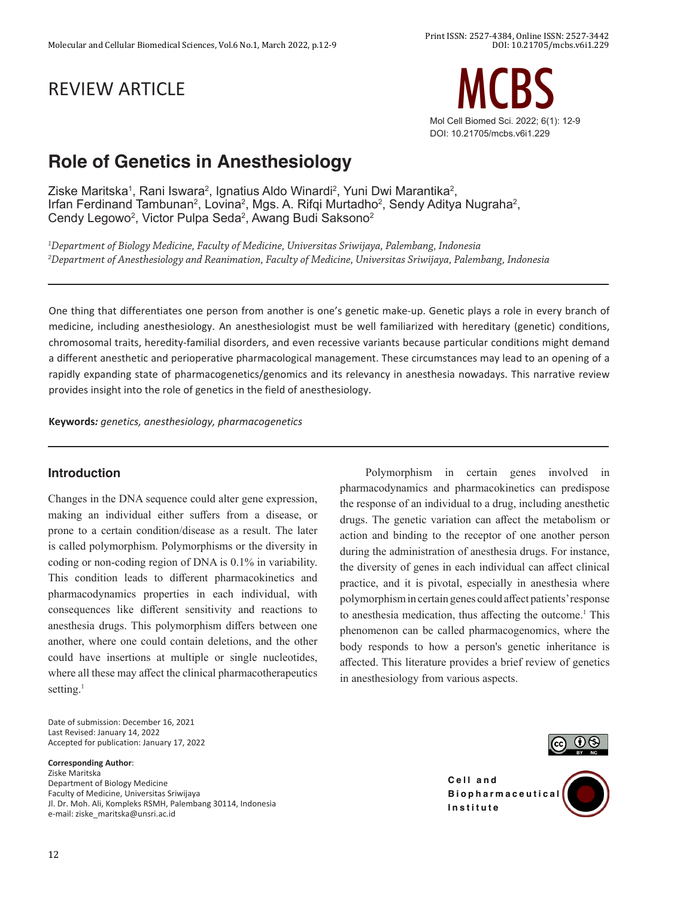REVIEW ARTICLE

# Role of Genetics in Anesthesiology

Ziske Maritska[1], Rani Iswara[2], Ignatius Aldo Winardi[2], Yuni Dwi Marantika[2], Irfan Ferdinand Tambunan[2], Lovina[2], Mgs. A. Rifqi Murtadho[2], Sendy Aditya Nugraha[2], Cendy Legowo[2], Victor Pulpa Seda[2], Awang Budi Saksono[2]

*[1]Department of Biology Medicine, Faculty of Medicine, Universitas Sriwijaya, Palembang, Indonesia*
*[2]Department of Anesthesiology and Reanimation, Faculty of Medicine, Universitas Sriwijaya, Palembang, Indonesia*

---

One thing that differentiates one person from another is one's genetic make-up. Genetic plays a role in every branch of medicine, including anesthesiology. An anesthesiologist must be well familiarized with hereditary (genetic) conditions, chromosomal traits, heredity-familial disorders, and even recessive variants because particular conditions might demand a different anesthetic and perioperative pharmacological management. These circumstances may lead to an opening of a rapidly expanding state of pharmacogenetics/genomics and its relevancy in anesthesia nowadays. This narrative review provides insight into the role of genetics in the field of anesthesiology.

**Keywords***: genetics, anesthesiology, pharmacogenetics*

---

## Introduction

Changes in the DNA sequence could alter gene expression, making an individual either suffers from a disease, or prone to a certain condition/disease as a result. The later is called polymorphism. Polymorphisms or the diversity in coding or non-coding region of DNA is 0.1% in variability. This condition leads to different pharmacokinetics and pharmacodynamics properties in each individual, with consequences like different sensitivity and reactions to anesthesia drugs. This polymorphism differs between one another, where one could contain deletions, and the other could have insertions at multiple or single nucleotides, where all these may affect the clinical pharmacotherapeutics setting.[1]

Polymorphism in certain genes involved in pharmacodynamics and pharmacokinetics can predispose the response of an individual to a drug, including anesthetic drugs. The genetic variation can affect the metabolism or action and binding to the receptor of one another person during the administration of anesthesia drugs. For instance, the diversity of genes in each individual can affect clinical practice, and it is pivotal, especially in anesthesia where polymorphism in certain genes could affect patients' response to anesthesia medication, thus affecting the outcome.[1] This phenomenon can be called pharmacogenomics, where the body responds to how a person's genetic inheritance is affected. This literature provides a brief review of genetics in anesthesiology from various aspects.

Date of submission: December 16, 2021
Last Revised: January 14, 2022
Accepted for publication: January 17, 2022

**Corresponding Author**:
Ziske Maritska
Department of Biology Medicine
Faculty of Medicine, Universitas Sriwijaya
Jl. Dr. Moh. Ali, Kompleks RSMH, Palembang 30114, Indonesia
e-mail: ziske_maritska@unsri.ac.id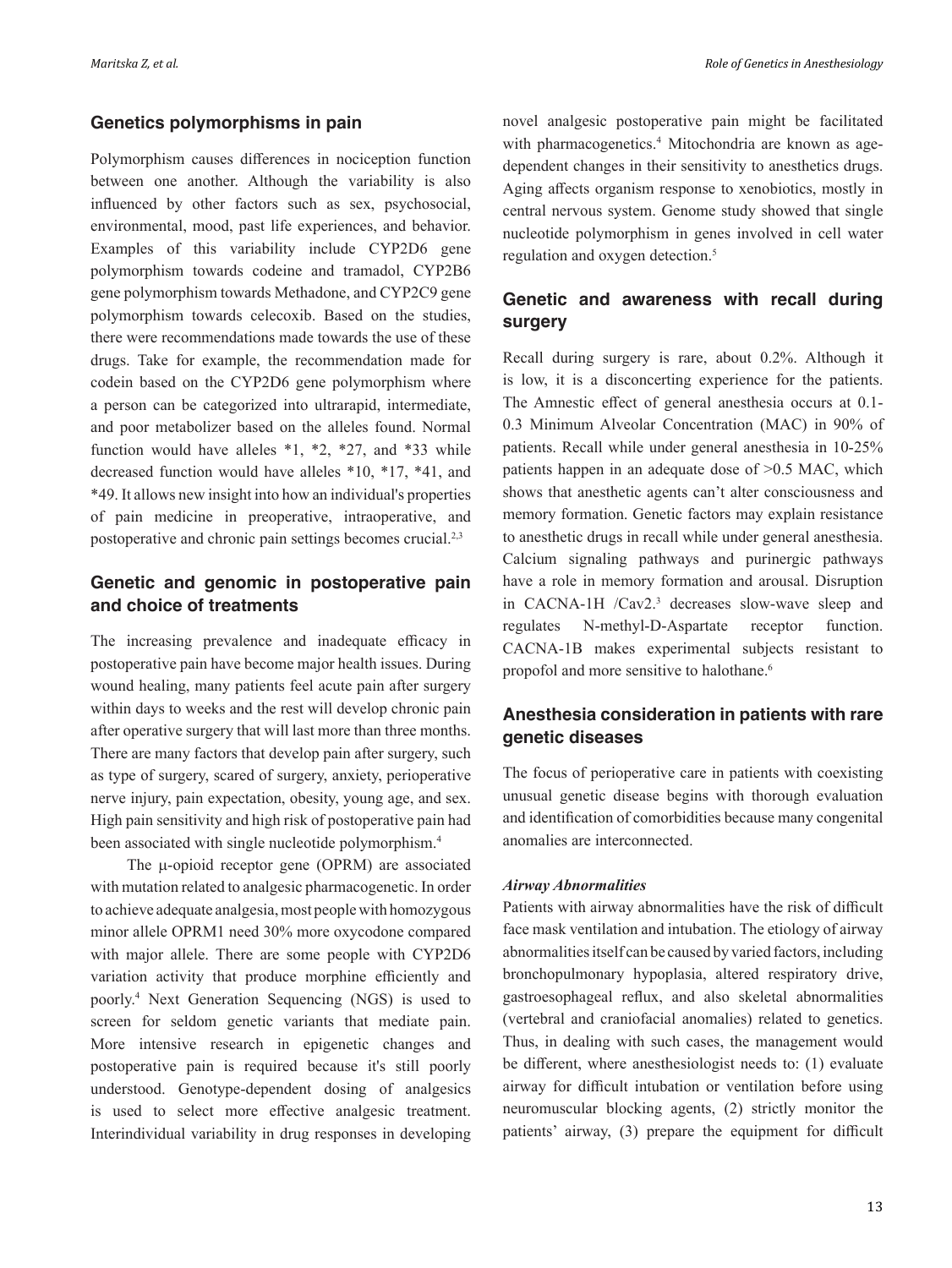## Genetics polymorphisms in pain

Polymorphism causes differences in nociception function between one another. Although the variability is also influenced by other factors such as sex, psychosocial, environmental, mood, past life experiences, and behavior. Examples of this variability include CYP2D6 gene polymorphism towards codeine and tramadol, CYP2B6 gene polymorphism towards Methadone, and CYP2C9 gene polymorphism towards celecoxib. Based on the studies, there were recommendations made towards the use of these drugs. Take for example, the recommendation made for codein based on the CYP2D6 gene polymorphism where a person can be categorized into ultrarapid, intermediate, and poor metabolizer based on the alleles found. Normal function would have alleles *1, *2, *27, and *33 while decreased function would have alleles *10, *17, *41, and *49. It allows new insight into how an individual's properties of pain medicine in preoperative, intraoperative, and postoperative and chronic pain settings becomes crucial.[2,3]

## Genetic and genomic in postoperative pain and choice of treatments

The increasing prevalence and inadequate efficacy in postoperative pain have become major health issues. During wound healing, many patients feel acute pain after surgery within days to weeks and the rest will develop chronic pain after operative surgery that will last more than three months. There are many factors that develop pain after surgery, such as type of surgery, scared of surgery, anxiety, perioperative nerve injury, pain expectation, obesity, young age, and sex. High pain sensitivity and high risk of postoperative pain had been associated with single nucleotide polymorphism.[4]

The μ-opioid receptor gene (OPRM) are associated with mutation related to analgesic pharmacogenetic. In order to achieve adequate analgesia, most people with homozygous minor allele OPRM1 need 30% more oxycodone compared with major allele. There are some people with CYP2D6 variation activity that produce morphine efficiently and poorly.[4] Next Generation Sequencing (NGS) is used to screen for seldom genetic variants that mediate pain. More intensive research in epigenetic changes and postoperative pain is required because it's still poorly understood. Genotype-dependent dosing of analgesics is used to select more effective analgesic treatment. Interindividual variability in drug responses in developing novel analgesic postoperative pain might be facilitated with pharmacogenetics.[4] Mitochondria are known as age-dependent changes in their sensitivity to anesthetics drugs. Aging affects organism response to xenobiotics, mostly in central nervous system. Genome study showed that single nucleotide polymorphism in genes involved in cell water regulation and oxygen detection.[5]

## Genetic and awareness with recall during surgery

Recall during surgery is rare, about 0.2%. Although it is low, it is a disconcerting experience for the patients. The Amnestic effect of general anesthesia occurs at 0.1-0.3 Minimum Alveolar Concentration (MAC) in 90% of patients. Recall while under general anesthesia in 10-25% patients happen in an adequate dose of >0.5 MAC, which shows that anesthetic agents can't alter consciousness and memory formation. Genetic factors may explain resistance to anesthetic drugs in recall while under general anesthesia. Calcium signaling pathways and purinergic pathways have a role in memory formation and arousal. Disruption in CACNA-1H /Cav2.[3] decreases slow-wave sleep and regulates N-methyl-D-Aspartate receptor function. CACNA-1B makes experimental subjects resistant to propofol and more sensitive to halothane.[6]

## Anesthesia consideration in patients with rare genetic diseases

The focus of perioperative care in patients with coexisting unusual genetic disease begins with thorough evaluation and identification of comorbidities because many congenital anomalies are interconnected.

### *Airway Abnormalities*

Patients with airway abnormalities have the risk of difficult face mask ventilation and intubation. The etiology of airway abnormalities itself can be caused by varied factors, including bronchopulmonary hypoplasia, altered respiratory drive, gastroesophageal reflux, and also skeletal abnormalities (vertebral and craniofacial anomalies) related to genetics. Thus, in dealing with such cases, the management would be different, where anesthesiologist needs to: (1) evaluate airway for difficult intubation or ventilation before using neuromuscular blocking agents, (2) strictly monitor the patients' airway, (3) prepare the equipment for difficult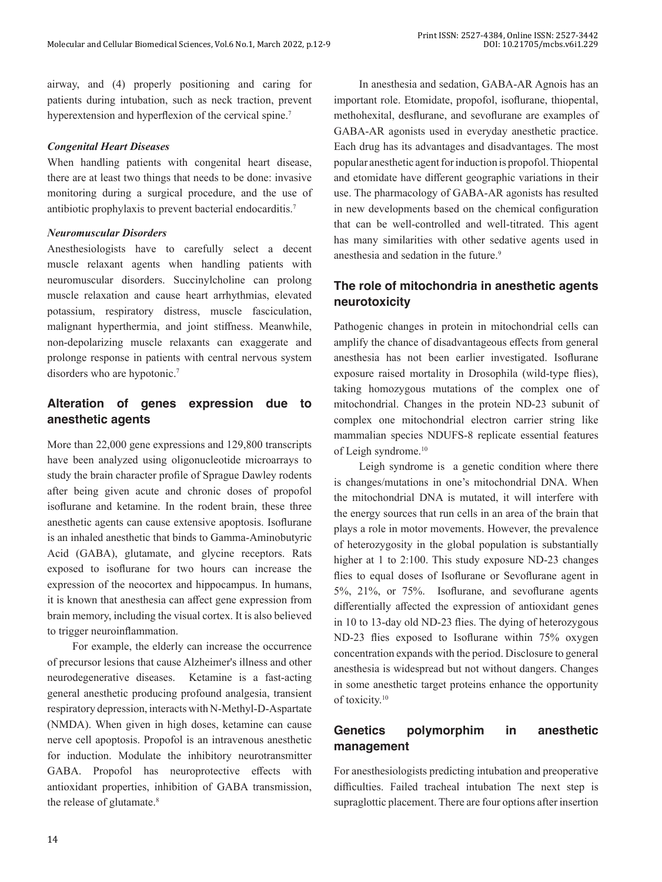airway, and (4) properly positioning and caring for patients during intubation, such as neck traction, prevent hyperextension and hyperflexion of the cervical spine.[7]

### *Congenital Heart Diseases*

When handling patients with congenital heart disease, there are at least two things that needs to be done: invasive monitoring during a surgical procedure, and the use of antibiotic prophylaxis to prevent bacterial endocarditis.[7]

### *Neuromuscular Disorders*

Anesthesiologists have to carefully select a decent muscle relaxant agents when handling patients with neuromuscular disorders. Succinylcholine can prolong muscle relaxation and cause heart arrhythmias, elevated potassium, respiratory distress, muscle fasciculation, malignant hyperthermia, and joint stiffness. Meanwhile, non-depolarizing muscle relaxants can exaggerate and prolonge response in patients with central nervous system disorders who are hypotonic.[7]

## Alteration of genes expression due to anesthetic agents

More than 22,000 gene expressions and 129,800 transcripts have been analyzed using oligonucleotide microarrays to study the brain character profile of Sprague Dawley rodents after being given acute and chronic doses of propofol isoflurane and ketamine. In the rodent brain, these three anesthetic agents can cause extensive apoptosis. Isoflurane is an inhaled anesthetic that binds to Gamma-Aminobutyric Acid (GABA), glutamate, and glycine receptors. Rats exposed to isoflurane for two hours can increase the expression of the neocortex and hippocampus. In humans, it is known that anesthesia can affect gene expression from brain memory, including the visual cortex. It is also believed to trigger neuroinflammation.

For example, the elderly can increase the occurrence of precursor lesions that cause Alzheimer's illness and other neurodegenerative diseases. Ketamine is a fast-acting general anesthetic producing profound analgesia, transient respiratory depression, interacts with N-Methyl-D-Aspartate (NMDA). When given in high doses, ketamine can cause nerve cell apoptosis. Propofol is an intravenous anesthetic for induction. Modulate the inhibitory neurotransmitter GABA. Propofol has neuroprotective effects with antioxidant properties, inhibition of GABA transmission, the release of glutamate.[8]

In anesthesia and sedation, GABA-AR Agnois has an important role. Etomidate, propofol, isoflurane, thiopental, methohexital, desflurane, and sevoflurane are examples of GABA-AR agonists used in everyday anesthetic practice. Each drug has its advantages and disadvantages. The most popular anesthetic agent for induction is propofol. Thiopental and etomidate have different geographic variations in their use. The pharmacology of GABA-AR agonists has resulted in new developments based on the chemical configuration that can be well-controlled and well-titrated. This agent has many similarities with other sedative agents used in anesthesia and sedation in the future.[9]

## The role of mitochondria in anesthetic agents neurotoxicity

Pathogenic changes in protein in mitochondrial cells can amplify the chance of disadvantageous effects from general anesthesia has not been earlier investigated. Isoflurane exposure raised mortality in Drosophila (wild-type flies), taking homozygous mutations of the complex one of mitochondrial. Changes in the protein ND-23 subunit of complex one mitochondrial electron carrier string like mammalian species NDUFS-8 replicate essential features of Leigh syndrome.[10]

Leigh syndrome is a genetic condition where there is changes/mutations in one's mitochondrial DNA. When the mitochondrial DNA is mutated, it will interfere with the energy sources that run cells in an area of the brain that plays a role in motor movements. However, the prevalence of heterozygosity in the global population is substantially higher at 1 to 2:100. This study exposure ND-23 changes flies to equal doses of Isoflurane or Sevoflurane agent in 5%, 21%, or 75%. Isoflurane, and sevoflurane agents differentially affected the expression of antioxidant genes in 10 to 13-day old ND-23 flies. The dying of heterozygous ND-23 flies exposed to Isoflurane within 75% oxygen concentration expands with the period. Disclosure to general anesthesia is widespread but not without dangers. Changes in some anesthetic target proteins enhance the opportunity of toxicity.[10]

## Genetics polymorphim in anesthetic management

For anesthesiologists predicting intubation and preoperative difficulties. Failed tracheal intubation The next step is supraglottic placement. There are four options after insertion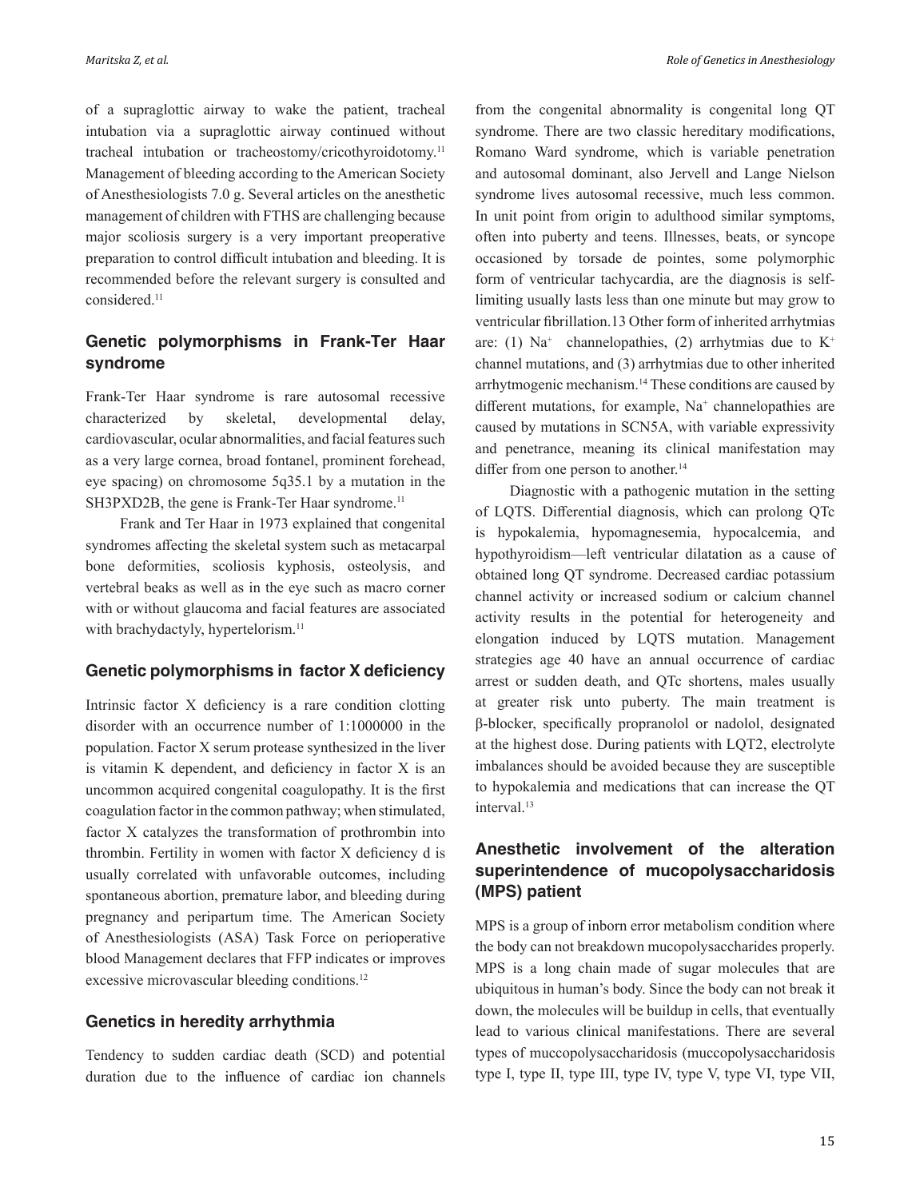of a supraglottic airway to wake the patient, tracheal intubation via a supraglottic airway continued without tracheal intubation or tracheostomy/cricothyroidotomy.[11] Management of bleeding according to the American Society of Anesthesiologists 7.0 g. Several articles on the anesthetic management of children with FTHS are challenging because major scoliosis surgery is a very important preoperative preparation to control difficult intubation and bleeding. It is recommended before the relevant surgery is consulted and considered.[11]

## Genetic polymorphisms in Frank-Ter Haar syndrome

Frank-Ter Haar syndrome is rare autosomal recessive characterized by skeletal, developmental delay, cardiovascular, ocular abnormalities, and facial features such as a very large cornea, broad fontanel, prominent forehead, eye spacing) on chromosome 5q35.1 by a mutation in the SH3PXD2B, the gene is Frank-Ter Haar syndrome.[11]

Frank and Ter Haar in 1973 explained that congenital syndromes affecting the skeletal system such as metacarpal bone deformities, scoliosis kyphosis, osteolysis, and vertebral beaks as well as in the eye such as macro corner with or without glaucoma and facial features are associated with brachydactyly, hypertelorism.[11]

## Genetic polymorphisms in factor X deficiency

Intrinsic factor X deficiency is a rare condition clotting disorder with an occurrence number of 1:1000000 in the population. Factor X serum protease synthesized in the liver is vitamin K dependent, and deficiency in factor X is an uncommon acquired congenital coagulopathy. It is the first coagulation factor in the common pathway; when stimulated, factor X catalyzes the transformation of prothrombin into thrombin. Fertility in women with factor X deficiency d is usually correlated with unfavorable outcomes, including spontaneous abortion, premature labor, and bleeding during pregnancy and peripartum time. The American Society of Anesthesiologists (ASA) Task Force on perioperative blood Management declares that FFP indicates or improves excessive microvascular bleeding conditions.[12]

## Genetics in heredity arrhythmia

Tendency to sudden cardiac death (SCD) and potential duration due to the influence of cardiac ion channels from the congenital abnormality is congenital long QT syndrome. There are two classic hereditary modifications, Romano Ward syndrome, which is variable penetration and autosomal dominant, also Jervell and Lange Nielson syndrome lives autosomal recessive, much less common. In unit point from origin to adulthood similar symptoms, often into puberty and teens. Illnesses, beats, or syncope occasioned by torsade de pointes, some polymorphic form of ventricular tachycardia, are the diagnosis is self-limiting usually lasts less than one minute but may grow to ventricular fibrillation.13 Other form of inherited arrhytmias are: (1) $Na^+$ channelopathies, (2) arrhytmias due to $K^+$ channel mutations, and (3) arrhytmias due to other inherited arrhytmogenic mechanism.[14] These conditions are caused by different mutations, for example, $Na^+$ channelopathies are caused by mutations in SCN5A, with variable expressivity and penetrance, meaning its clinical manifestation may differ from one person to another.[14]

Diagnostic with a pathogenic mutation in the setting of LQTS. Differential diagnosis, which can prolong QTc is hypokalemia, hypomagnesemia, hypocalcemia, and hypothyroidism—left ventricular dilatation as a cause of obtained long QT syndrome. Decreased cardiac potassium channel activity or increased sodium or calcium channel activity results in the potential for heterogeneity and elongation induced by LQTS mutation. Management strategies age 40 have an annual occurrence of cardiac arrest or sudden death, and QTc shortens, males usually at greater risk unto puberty. The main treatment is β-blocker, specifically propranolol or nadolol, designated at the highest dose. During patients with LQT2, electrolyte imbalances should be avoided because they are susceptible to hypokalemia and medications that can increase the QT interval.[13]

## Anesthetic involvement of the alteration superintendence of mucopolysaccharidosis (MPS) patient

MPS is a group of inborn error metabolism condition where the body can not breakdown mucopolysaccharides properly. MPS is a long chain made of sugar molecules that are ubiquitous in human's body. Since the body can not break it down, the molecules will be buildup in cells, that eventually lead to various clinical manifestations. There are several types of muccopolysaccharidosis (muccopolysaccharidosis type I, type II, type III, type IV, type V, type VI, type VII,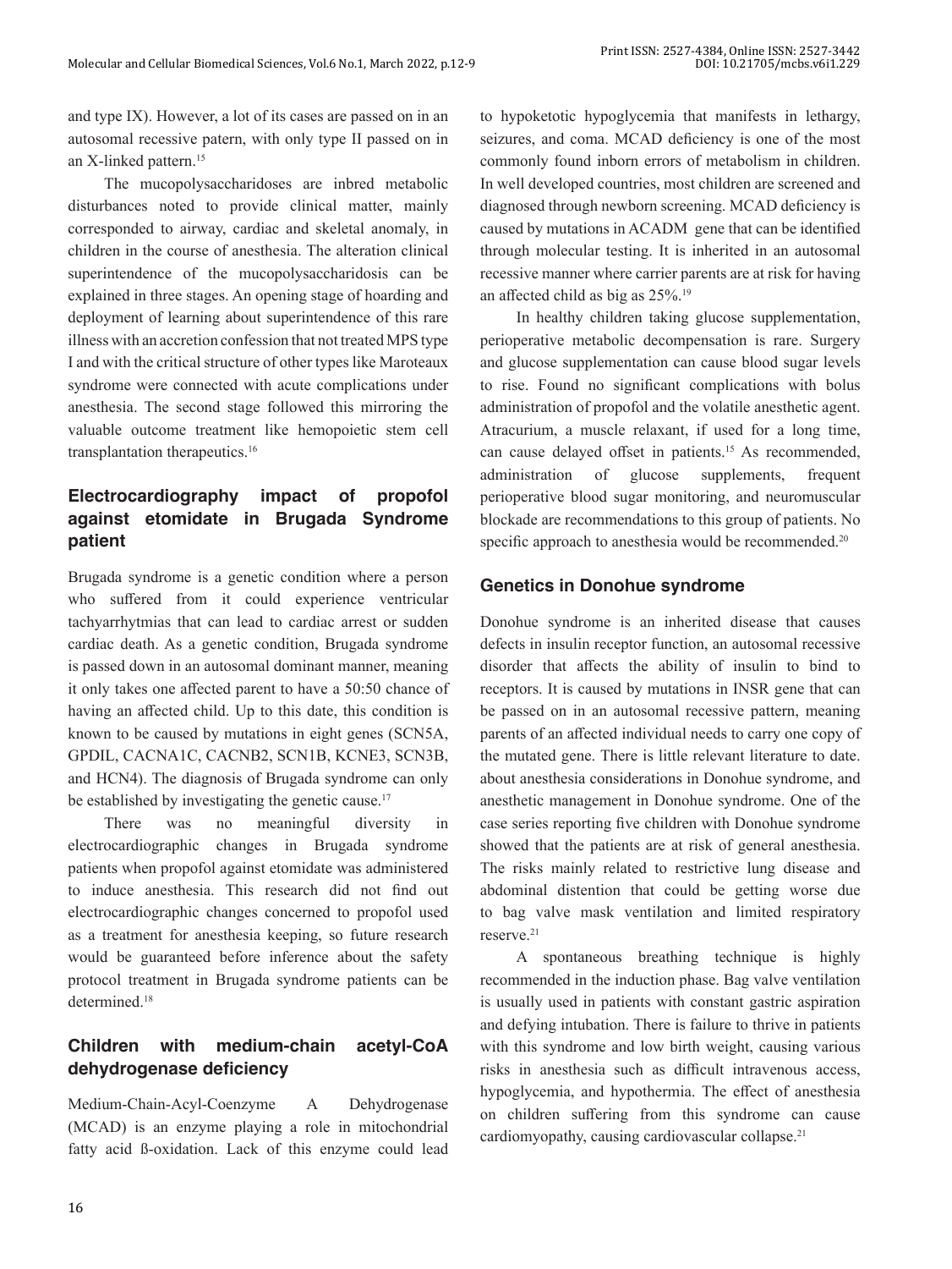and type IX). However, a lot of its cases are passed on in an autosomal recessive patern, with only type II passed on in an X-linked pattern.[15]

The mucopolysaccharidoses are inbred metabolic disturbances noted to provide clinical matter, mainly corresponded to airway, cardiac and skeletal anomaly, in children in the course of anesthesia. The alteration clinical superintendence of the mucopolysaccharidosis can be explained in three stages. An opening stage of hoarding and deployment of learning about superintendence of this rare illness with an accretion confession that not treated MPS type I and with the critical structure of other types like Maroteaux syndrome were connected with acute complications under anesthesia. The second stage followed this mirroring the valuable outcome treatment like hemopoietic stem cell transplantation therapeutics.[16]

## Electrocardiography impact of propofol against etomidate in Brugada Syndrome patient

Brugada syndrome is a genetic condition where a person who suffered from it could experience ventricular tachyarrhytmias that can lead to cardiac arrest or sudden cardiac death. As a genetic condition, Brugada syndrome is passed down in an autosomal dominant manner, meaning it only takes one affected parent to have a 50:50 chance of having an affected child. Up to this date, this condition is known to be caused by mutations in eight genes (SCN5A, GPDIL, CACNA1C, CACNB2, SCN1B, KCNE3, SCN3B, and HCN4). The diagnosis of Brugada syndrome can only be established by investigating the genetic cause.[17]

There was no meaningful diversity in electrocardiographic changes in Brugada syndrome patients when propofol against etomidate was administered to induce anesthesia. This research did not find out electrocardiographic changes concerned to propofol used as a treatment for anesthesia keeping, so future research would be guaranteed before inference about the safety protocol treatment in Brugada syndrome patients can be determined.[18]

## Children with medium-chain acetyl-CoA dehydrogenase deficiency

Medium-Chain-Acyl-Coenzyme A Dehydrogenase (MCAD) is an enzyme playing a role in mitochondrial fatty acid ß-oxidation. Lack of this enzyme could lead to hypoketotic hypoglycemia that manifests in lethargy, seizures, and coma. MCAD deficiency is one of the most commonly found inborn errors of metabolism in children. In well developed countries, most children are screened and diagnosed through newborn screening. MCAD deficiency is caused by mutations in ACADM gene that can be identified through molecular testing. It is inherited in an autosomal recessive manner where carrier parents are at risk for having an affected child as big as 25%.[19]

In healthy children taking glucose supplementation, perioperative metabolic decompensation is rare. Surgery and glucose supplementation can cause blood sugar levels to rise. Found no significant complications with bolus administration of propofol and the volatile anesthetic agent. Atracurium, a muscle relaxant, if used for a long time, can cause delayed offset in patients.[15] As recommended, administration of glucose supplements, frequent perioperative blood sugar monitoring, and neuromuscular blockade are recommendations to this group of patients. No specific approach to anesthesia would be recommended.[20]

## Genetics in Donohue syndrome

Donohue syndrome is an inherited disease that causes defects in insulin receptor function, an autosomal recessive disorder that affects the ability of insulin to bind to receptors. It is caused by mutations in INSR gene that can be passed on in an autosomal recessive pattern, meaning parents of an affected individual needs to carry one copy of the mutated gene. There is little relevant literature to date. about anesthesia considerations in Donohue syndrome, and anesthetic management in Donohue syndrome. One of the case series reporting five children with Donohue syndrome showed that the patients are at risk of general anesthesia. The risks mainly related to restrictive lung disease and abdominal distention that could be getting worse due to bag valve mask ventilation and limited respiratory reserve.[21]

A spontaneous breathing technique is highly recommended in the induction phase. Bag valve ventilation is usually used in patients with constant gastric aspiration and defying intubation. There is failure to thrive in patients with this syndrome and low birth weight, causing various risks in anesthesia such as difficult intravenous access, hypoglycemia, and hypothermia. The effect of anesthesia on children suffering from this syndrome can cause cardiomyopathy, causing cardiovascular collapse.[21]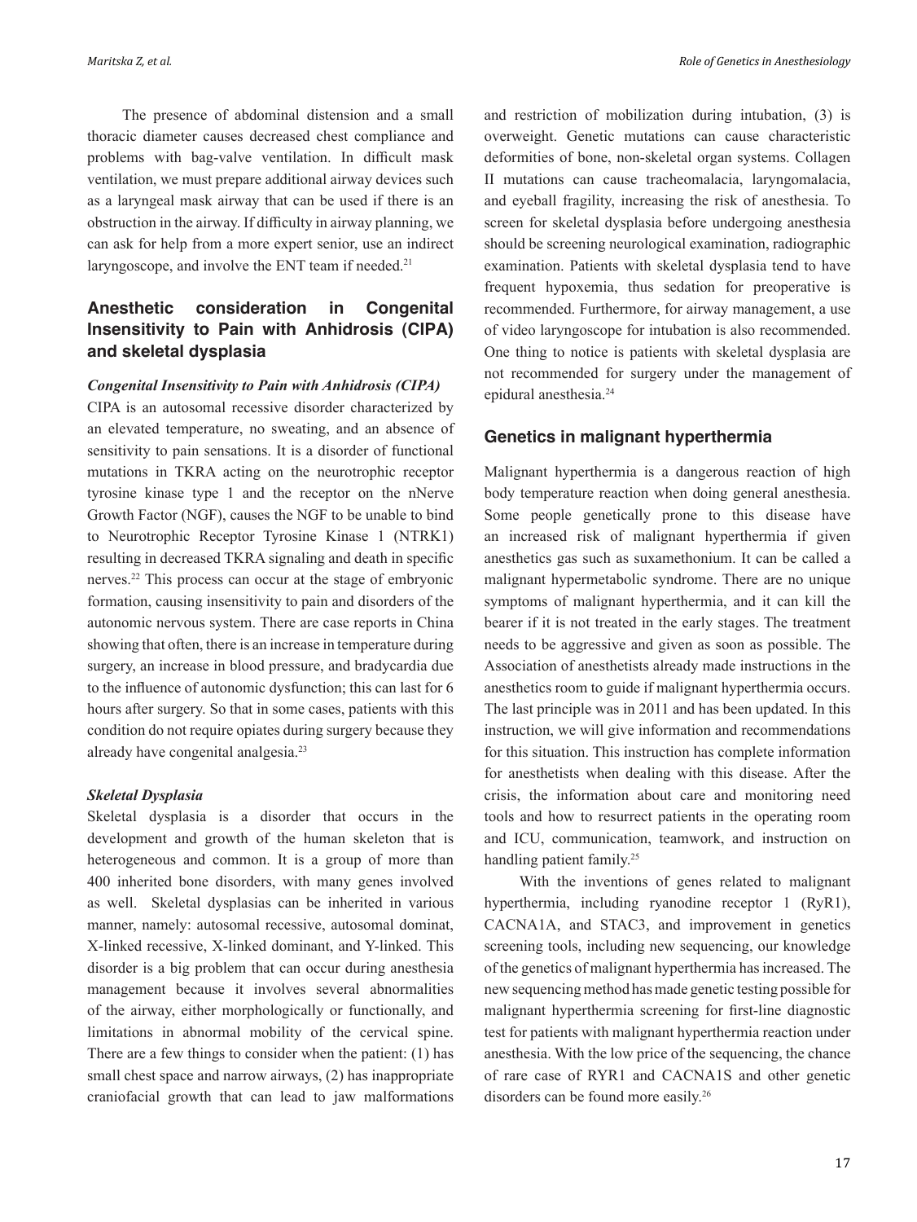The presence of abdominal distension and a small thoracic diameter causes decreased chest compliance and problems with bag-valve ventilation. In difficult mask ventilation, we must prepare additional airway devices such as a laryngeal mask airway that can be used if there is an obstruction in the airway. If difficulty in airway planning, we can ask for help from a more expert senior, use an indirect laryngoscope, and involve the ENT team if needed.[21]

## Anesthetic consideration in Congenital Insensitivity to Pain with Anhidrosis (CIPA) and skeletal dysplasia

### *Congenital Insensitivity to Pain with Anhidrosis (CIPA)*

CIPA is an autosomal recessive disorder characterized by an elevated temperature, no sweating, and an absence of sensitivity to pain sensations. It is a disorder of functional mutations in TKRA acting on the neurotrophic receptor tyrosine kinase type 1 and the receptor on the nNerve Growth Factor (NGF), causes the NGF to be unable to bind to Neurotrophic Receptor Tyrosine Kinase 1 (NTRK1) resulting in decreased TKRA signaling and death in specific nerves.[22] This process can occur at the stage of embryonic formation, causing insensitivity to pain and disorders of the autonomic nervous system. There are case reports in China showing that often, there is an increase in temperature during surgery, an increase in blood pressure, and bradycardia due to the influence of autonomic dysfunction; this can last for 6 hours after surgery. So that in some cases, patients with this condition do not require opiates during surgery because they already have congenital analgesia.[23]

### *Skeletal Dysplasia*

Skeletal dysplasia is a disorder that occurs in the development and growth of the human skeleton that is heterogeneous and common. It is a group of more than 400 inherited bone disorders, with many genes involved as well. Skeletal dysplasias can be inherited in various manner, namely: autosomal recessive, autosomal dominat, X-linked recessive, X-linked dominant, and Y-linked. This disorder is a big problem that can occur during anesthesia management because it involves several abnormalities of the airway, either morphologically or functionally, and limitations in abnormal mobility of the cervical spine. There are a few things to consider when the patient: (1) has small chest space and narrow airways, (2) has inappropriate craniofacial growth that can lead to jaw malformations and restriction of mobilization during intubation, (3) is overweight. Genetic mutations can cause characteristic deformities of bone, non-skeletal organ systems. Collagen II mutations can cause tracheomalacia, laryngomalacia, and eyeball fragility, increasing the risk of anesthesia. To screen for skeletal dysplasia before undergoing anesthesia should be screening neurological examination, radiographic examination. Patients with skeletal dysplasia tend to have frequent hypoxemia, thus sedation for preoperative is recommended. Furthermore, for airway management, a use of video laryngoscope for intubation is also recommended. One thing to notice is patients with skeletal dysplasia are not recommended for surgery under the management of epidural anesthesia.[24]

## Genetics in malignant hyperthermia

Malignant hyperthermia is a dangerous reaction of high body temperature reaction when doing general anesthesia. Some people genetically prone to this disease have an increased risk of malignant hyperthermia if given anesthetics gas such as suxamethonium. It can be called a malignant hypermetabolic syndrome. There are no unique symptoms of malignant hyperthermia, and it can kill the bearer if it is not treated in the early stages. The treatment needs to be aggressive and given as soon as possible. The Association of anesthetists already made instructions in the anesthetics room to guide if malignant hyperthermia occurs. The last principle was in 2011 and has been updated. In this instruction, we will give information and recommendations for this situation. This instruction has complete information for anesthetists when dealing with this disease. After the crisis, the information about care and monitoring need tools and how to resurrect patients in the operating room and ICU, communication, teamwork, and instruction on handling patient family.[25]

With the inventions of genes related to malignant hyperthermia, including ryanodine receptor 1 (RyR1), CACNA1A, and STAC3, and improvement in genetics screening tools, including new sequencing, our knowledge of the genetics of malignant hyperthermia has increased. The new sequencing method has made genetic testing possible for malignant hyperthermia screening for first-line diagnostic test for patients with malignant hyperthermia reaction under anesthesia. With the low price of the sequencing, the chance of rare case of RYR1 and CACNA1S and other genetic disorders can be found more easily.[26]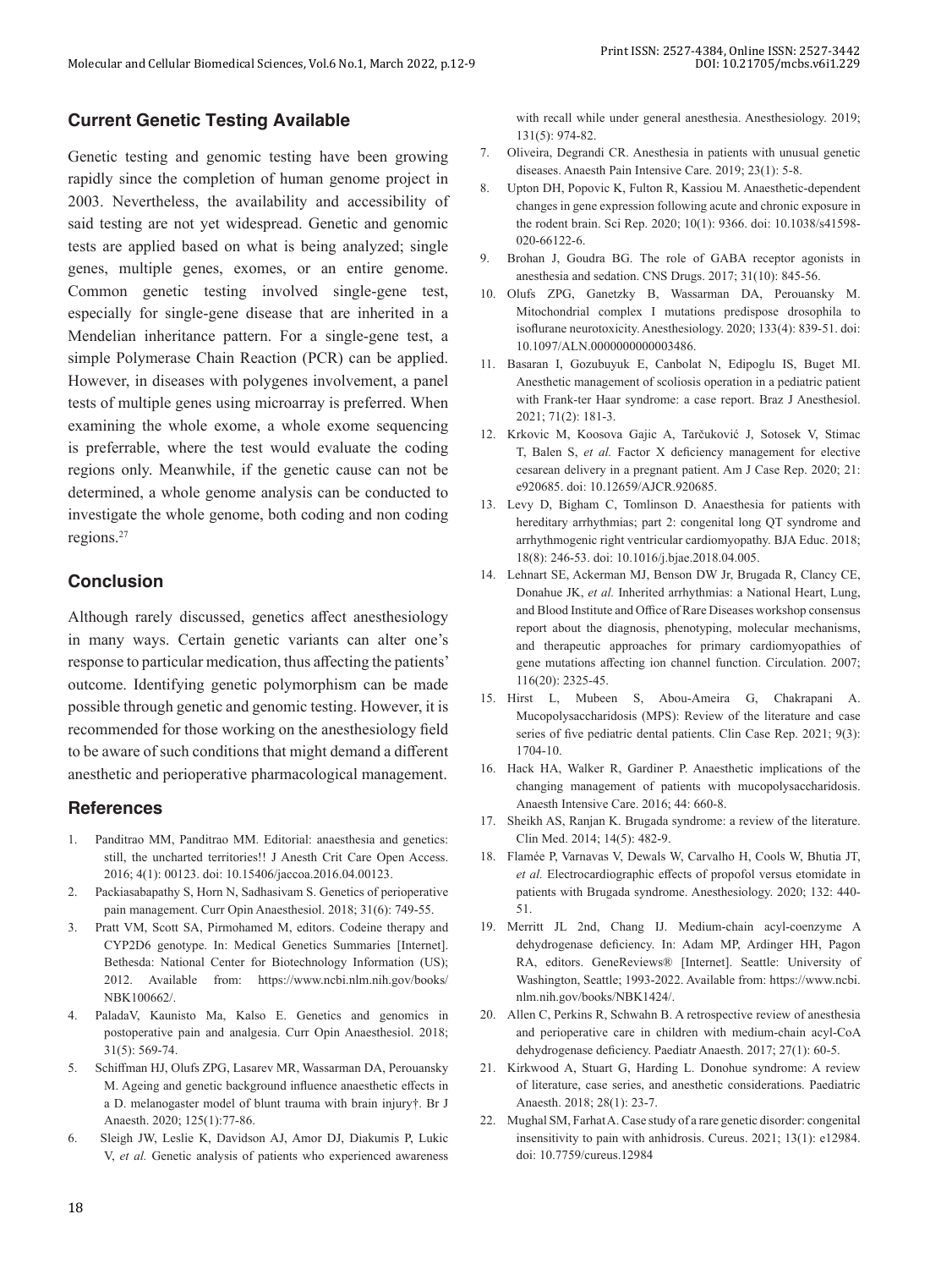## Current Genetic Testing Available

Genetic testing and genomic testing have been growing rapidly since the completion of human genome project in 2003. Nevertheless, the availability and accessibility of said testing are not yet widespread. Genetic and genomic tests are applied based on what is being analyzed; single genes, multiple genes, exomes, or an entire genome. Common genetic testing involved single-gene test, especially for single-gene disease that are inherited in a Mendelian inheritance pattern. For a single-gene test, a simple Polymerase Chain Reaction (PCR) can be applied. However, in diseases with polygenes involvement, a panel tests of multiple genes using microarray is preferred. When examining the whole exome, a whole exome sequencing is preferrable, where the test would evaluate the coding regions only. Meanwhile, if the genetic cause can not be determined, a whole genome analysis can be conducted to investigate the whole genome, both coding and non coding regions.[27]

## Conclusion

Although rarely discussed, genetics affect anesthesiology in many ways. Certain genetic variants can alter one's response to particular medication, thus affecting the patients' outcome. Identifying genetic polymorphism can be made possible through genetic and genomic testing. However, it is recommended for those working on the anesthesiology field to be aware of such conditions that might demand a different anesthetic and perioperative pharmacological management.

## References

1. Panditrao MM, Panditrao MM. Editorial: anaesthesia and genetics: still, the uncharted territories!! J Anesth Crit Care Open Access. 2016; 4(1): 00123. doi: 10.15406/jaccoa.2016.04.00123.
2. Packiasabapathy S, Horn N, Sadhasivam S. Genetics of perioperative pain management. Curr Opin Anaesthesiol. 2018; 31(6): 749-55.
3. Pratt VM, Scott SA, Pirmohamed M, editors. Codeine therapy and CYP2D6 genotype. In: Medical Genetics Summaries [Internet]. Bethesda: National Center for Biotechnology Information (US); 2012. Available from: https://www.ncbi.nlm.nih.gov/books/NBK100662/.
4. PaladaV, Kaunisto Ma, Kalso E. Genetics and genomics in postoperative pain and analgesia. Curr Opin Anaesthesiol. 2018; 31(5): 569-74.
5. Schiffman HJ, Olufs ZPG, Lasarev MR, Wassarman DA, Perouansky M. Ageing and genetic background influence anaesthetic effects in a D. melanogaster model of blunt trauma with brain injury†. Br J Anaesth. 2020; 125(1):77-86.
6. Sleigh JW, Leslie K, Davidson AJ, Amor DJ, Diakumis P, Lukic V, *et al.* Genetic analysis of patients who experienced awareness with recall while under general anesthesia. Anesthesiology. 2019; 131(5): 974-82.
7. Oliveira, Degrandi CR. Anesthesia in patients with unusual genetic diseases. Anaesth Pain Intensive Care. 2019; 23(1): 5-8.
8. Upton DH, Popovic K, Fulton R, Kassiou M. Anaesthetic-dependent changes in gene expression following acute and chronic exposure in the rodent brain. Sci Rep. 2020; 10(1): 9366. doi: 10.1038/s41598-020-66122-6.
9. Brohan J, Goudra BG. The role of GABA receptor agonists in anesthesia and sedation. CNS Drugs. 2017; 31(10): 845-56.
10. Olufs ZPG, Ganetzky B, Wassarman DA, Perouansky M. Mitochondrial complex I mutations predispose drosophila to isoflurane neurotoxicity. Anesthesiology. 2020; 133(4): 839-51. doi: 10.1097/ALN.0000000000003486.
11. Basaran I, Gozubuyuk E, Canbolat N, Edipoglu IS, Buget MI. Anesthetic management of scoliosis operation in a pediatric patient with Frank-ter Haar syndrome: a case report. Braz J Anesthesiol. 2021; 71(2): 181-3.
12. Krkovic M, Koosova Gajic A, Tarčuković J, Sotosek V, Stimac T, Balen S, *et al.* Factor X deficiency management for elective cesarean delivery in a pregnant patient. Am J Case Rep. 2020; 21: e920685. doi: 10.12659/AJCR.920685.
13. Levy D, Bigham C, Tomlinson D. Anaesthesia for patients with hereditary arrhythmias; part 2: congenital long QT syndrome and arrhythmogenic right ventricular cardiomyopathy. BJA Educ. 2018; 18(8): 246-53. doi: 10.1016/j.bjae.2018.04.005.
14. Lehnart SE, Ackerman MJ, Benson DW Jr, Brugada R, Clancy CE, Donahue JK, *et al.* Inherited arrhythmias: a National Heart, Lung, and Blood Institute and Office of Rare Diseases workshop consensus report about the diagnosis, phenotyping, molecular mechanisms, and therapeutic approaches for primary cardiomyopathies of gene mutations affecting ion channel function. Circulation. 2007; 116(20): 2325-45.
15. Hirst L, Mubeen S, Abou-Ameira G, Chakrapani A. Mucopolysaccharidosis (MPS): Review of the literature and case series of five pediatric dental patients. Clin Case Rep. 2021; 9(3): 1704-10.
16. Hack HA, Walker R, Gardiner P. Anaesthetic implications of the changing management of patients with mucopolysaccharidosis. Anaesth Intensive Care. 2016; 44: 660-8.
17. Sheikh AS, Ranjan K. Brugada syndrome: a review of the literature. Clin Med. 2014; 14(5): 482-9.
18. Flamée P, Varnavas V, Dewals W, Carvalho H, Cools W, Bhutia JT, *et al.* Electrocardiographic effects of propofol versus etomidate in patients with Brugada syndrome. Anesthesiology. 2020; 132: 440-51.
19. Merritt JL 2nd, Chang IJ. Medium-chain acyl-coenzyme A dehydrogenase deficiency. In: Adam MP, Ardinger HH, Pagon RA, editors. GeneReviews® [Internet]. Seattle: University of Washington, Seattle; 1993-2022. Available from: https://www.ncbi.nlm.nih.gov/books/NBK1424/.
20. Allen C, Perkins R, Schwahn B. A retrospective review of anesthesia and perioperative care in children with medium-chain acyl-CoA dehydrogenase deficiency. Paediatr Anaesth. 2017; 27(1): 60-5.
21. Kirkwood A, Stuart G, Harding L. Donohue syndrome: A review of literature, case series, and anesthetic considerations. Paediatric Anaesth. 2018; 28(1): 23-7.
22. Mughal SM, Farhat A. Case study of a rare genetic disorder: congenital insensitivity to pain with anhidrosis. Cureus. 2021; 13(1): e12984. doi: 10.7759/cureus.12984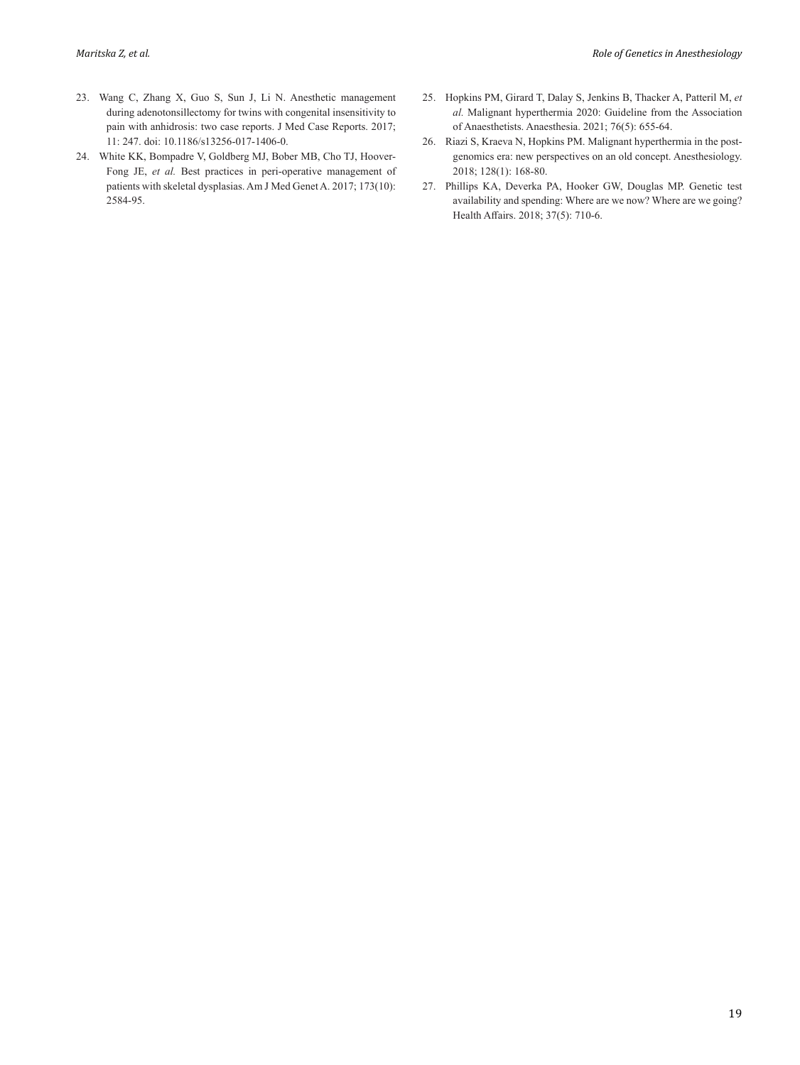23. Wang C, Zhang X, Guo S, Sun J, Li N. Anesthetic management during adenotonsillectomy for twins with congenital insensitivity to pain with anhidrosis: two case reports. J Med Case Reports. 2017; 11: 247. doi: 10.1186/s13256-017-1406-0.
24. White KK, Bompadre V, Goldberg MJ, Bober MB, Cho TJ, Hoover-Fong JE, *et al.* Best practices in peri-operative management of patients with skeletal dysplasias. Am J Med Genet A. 2017; 173(10): 2584-95.
25. Hopkins PM, Girard T, Dalay S, Jenkins B, Thacker A, Patteril M, *et al.* Malignant hyperthermia 2020: Guideline from the Association of Anaesthetists. Anaesthesia. 2021; 76(5): 655-64.
26. Riazi S, Kraeva N, Hopkins PM. Malignant hyperthermia in the post-genomics era: new perspectives on an old concept. Anesthesiology. 2018; 128(1): 168-80.
27. Phillips KA, Deverka PA, Hooker GW, Douglas MP. Genetic test availability and spending: Where are we now? Where are we going? Health Affairs. 2018; 37(5): 710-6.